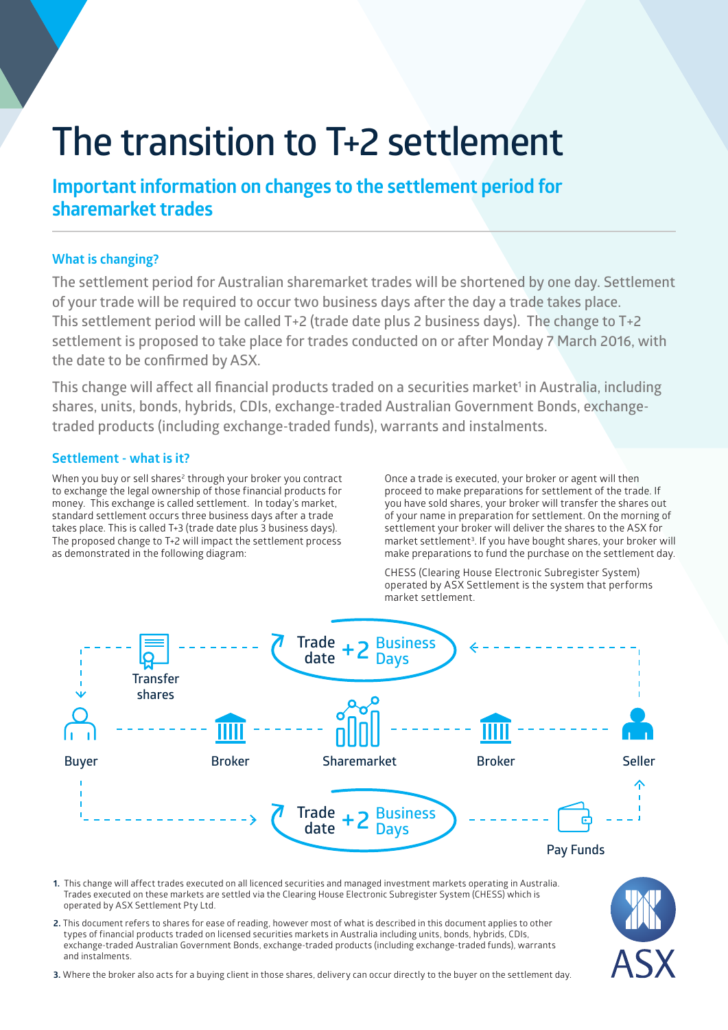# The transition to T+2 settlement

## Important information on changes to the settlement period for sharemarket trades

### What is changing?

The settlement period for Australian sharemarket trades will be shortened by one day. Settlement of your trade will be required to occur two business days after the day a trade takes place. This settlement period will be called T+2 (trade date plus 2 business days). The change to T+2 settlement is proposed to take place for trades conducted on or after Monday 7 March 2016, with the date to be confirmed by ASX.

This change will affect all financial products traded on a securities market[1] in Australia, including shares, units, bonds, hybrids, CDIs, exchange-traded Australian Government Bonds, exchange-traded products (including exchange-traded funds), warrants and instalments.

### Settlement - what is it?

When you buy or sell shares[2] through your broker you contract to exchange the legal ownership of those financial products for money. This exchange is called settlement. In today's market, standard settlement occurs three business days after a trade takes place. This is called T+3 (trade date plus 3 business days). The proposed change to T+2 will impact the settlement process as demonstrated in the following diagram:

Once a trade is executed, your broker or agent will then proceed to make preparations for settlement of the trade. If you have sold shares, your broker will transfer the shares out of your name in preparation for settlement. On the morning of settlement your broker will deliver the shares to the ASX for market settlement[3]. If you have bought shares, your broker will make preparations to fund the purchase on the settlement day.

CHESS (Clearing House Electronic Subregister System) operated by ASX Settlement is the system that performs market settlement.

Trade date +2 Business Days

Transfer shares

Buyer — Broker — Sharemarket — Broker — Seller

Trade date +2 Business Days

Pay Funds

1. This change will affect trades executed on all licenced securities and managed investment markets operating in Australia. Trades executed on these markets are settled via the Clearing House Electronic Subregister System (CHESS) which is operated by ASX Settlement Pty Ltd.
2. This document refers to shares for ease of reading, however most of what is described in this document applies to other types of financial products traded on licensed securities markets in Australia including units, bonds, hybrids, CDIs, exchange-traded Australian Government Bonds, exchange-traded products (including exchange-traded funds), warrants and instalments.
3. Where the broker also acts for a buying client in those shares, delivery can occur directly to the buyer on the settlement day.

ASX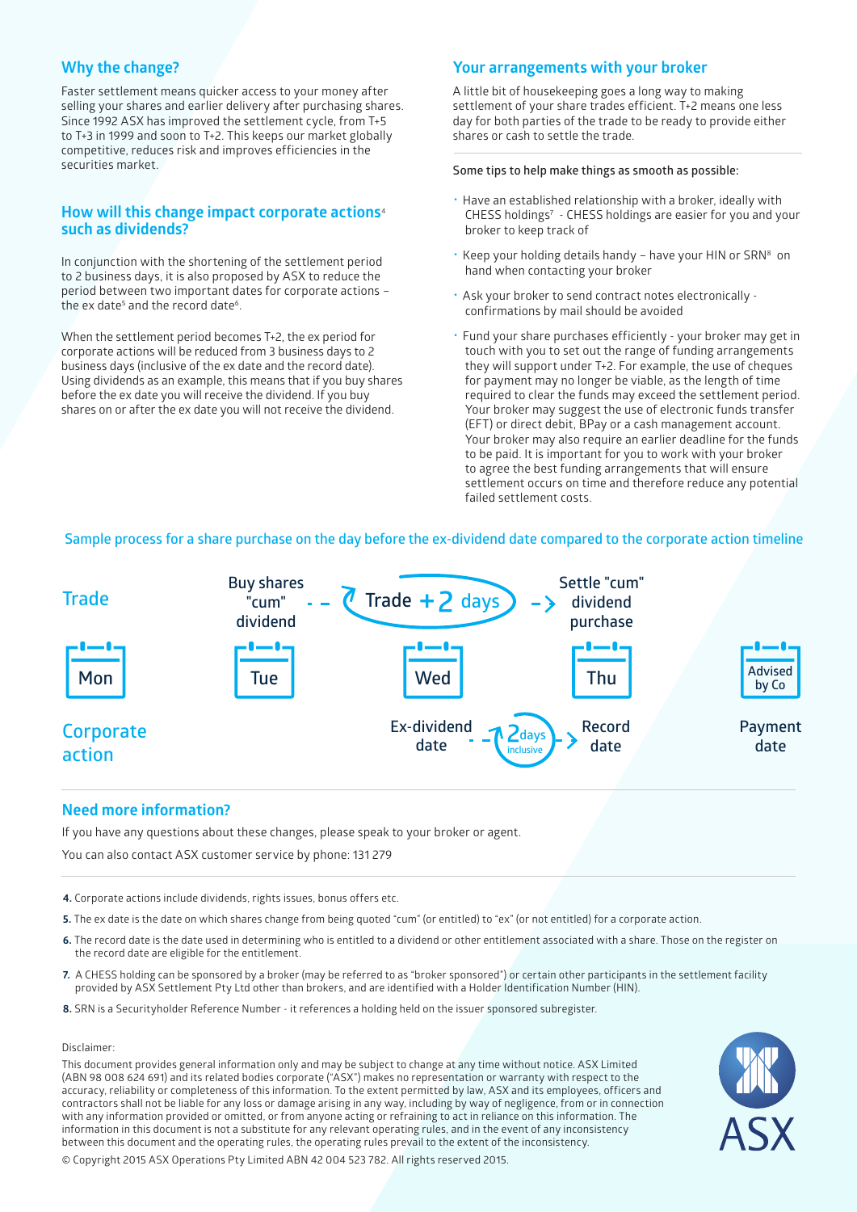## Why the change?

Faster settlement means quicker access to your money after selling your shares and earlier delivery after purchasing shares. Since 1992 ASX has improved the settlement cycle, from T+5 to T+3 in 1999 and soon to T+2. This keeps our market globally competitive, reduces risk and improves efficiencies in the securities market.

## How will this change impact corporate actions[4] such as dividends?

In conjunction with the shortening of the settlement period to 2 business days, it is also proposed by ASX to reduce the period between two important dates for corporate actions – the ex date[5] and the record date[6].

When the settlement period becomes T+2, the ex period for corporate actions will be reduced from 3 business days to 2 business days (inclusive of the ex date and the record date). Using dividends as an example, this means that if you buy shares before the ex date you will receive the dividend. If you buy shares on or after the ex date you will not receive the dividend.

## Your arrangements with your broker

A little bit of housekeeping goes a long way to making settlement of your share trades efficient. T+2 means one less day for both parties of the trade to be ready to provide either shares or cash to settle the trade.

Some tips to help make things as smooth as possible:

- Have an established relationship with a broker, ideally with CHESS holdings[7] - CHESS holdings are easier for you and your broker to keep track of
- Keep your holding details handy – have your HIN or SRN[8] on hand when contacting your broker
- Ask your broker to send contract notes electronically - confirmations by mail should be avoided
- Fund your share purchases efficiently - your broker may get in touch with you to set out the range of funding arrangements they will support under T+2. For example, the use of cheques for payment may no longer be viable, as the length of time required to clear the funds may exceed the settlement period. Your broker may suggest the use of electronic funds transfer (EFT) or direct debit, BPay or a cash management account. Your broker may also require an earlier deadline for the funds to be paid. It is important for you to work with your broker to agree the best funding arrangements that will ensure settlement occurs on time and therefore reduce any potential failed settlement costs.

### Sample process for a share purchase on the day before the ex-dividend date compared to the corporate action timeline

Trade

Buy shares "cum" dividend

Trade + 2 days

Settle "cum" dividend purchase

Mon

Tue

Wed

Thu

Advised by Co

Corporate action

Ex-dividend date

2 days inclusive

Record date

Payment date

## Need more information?

If you have any questions about these changes, please speak to your broker or agent.

You can also contact ASX customer service by phone: 131 279

---

**4.** Corporate actions include dividends, rights issues, bonus offers etc.

**5.** The ex date is the date on which shares change from being quoted "cum" (or entitled) to "ex" (or not entitled) for a corporate action.

**6.** The record date is the date used in determining who is entitled to a dividend or other entitlement associated with a share. Those on the register on the record date are eligible for the entitlement.

**7.** A CHESS holding can be sponsored by a broker (may be referred to as "broker sponsored") or certain other participants in the settlement facility provided by ASX Settlement Pty Ltd other than brokers, and are identified with a Holder Identification Number (HIN).

**8.** SRN is a Securityholder Reference Number - it references a holding held on the issuer sponsored subregister.

Disclaimer:

This document provides general information only and may be subject to change at any time without notice. ASX Limited (ABN 98 008 624 691) and its related bodies corporate ("ASX") makes no representation or warranty with respect to the accuracy, reliability or completeness of this information. To the extent permitted by law, ASX and its employees, officers and contractors shall not be liable for any loss or damage arising in any way, including by way of negligence, from or in connection with any information provided or omitted, or from anyone acting or refraining to act in reliance on this information. The information in this document is not a substitute for any relevant operating rules, and in the event of any inconsistency between this document and the operating rules, the operating rules prevail to the extent of the inconsistency.

© Copyright 2015 ASX Operations Pty Limited ABN 42 004 523 782. All rights reserved 2015.

ASX